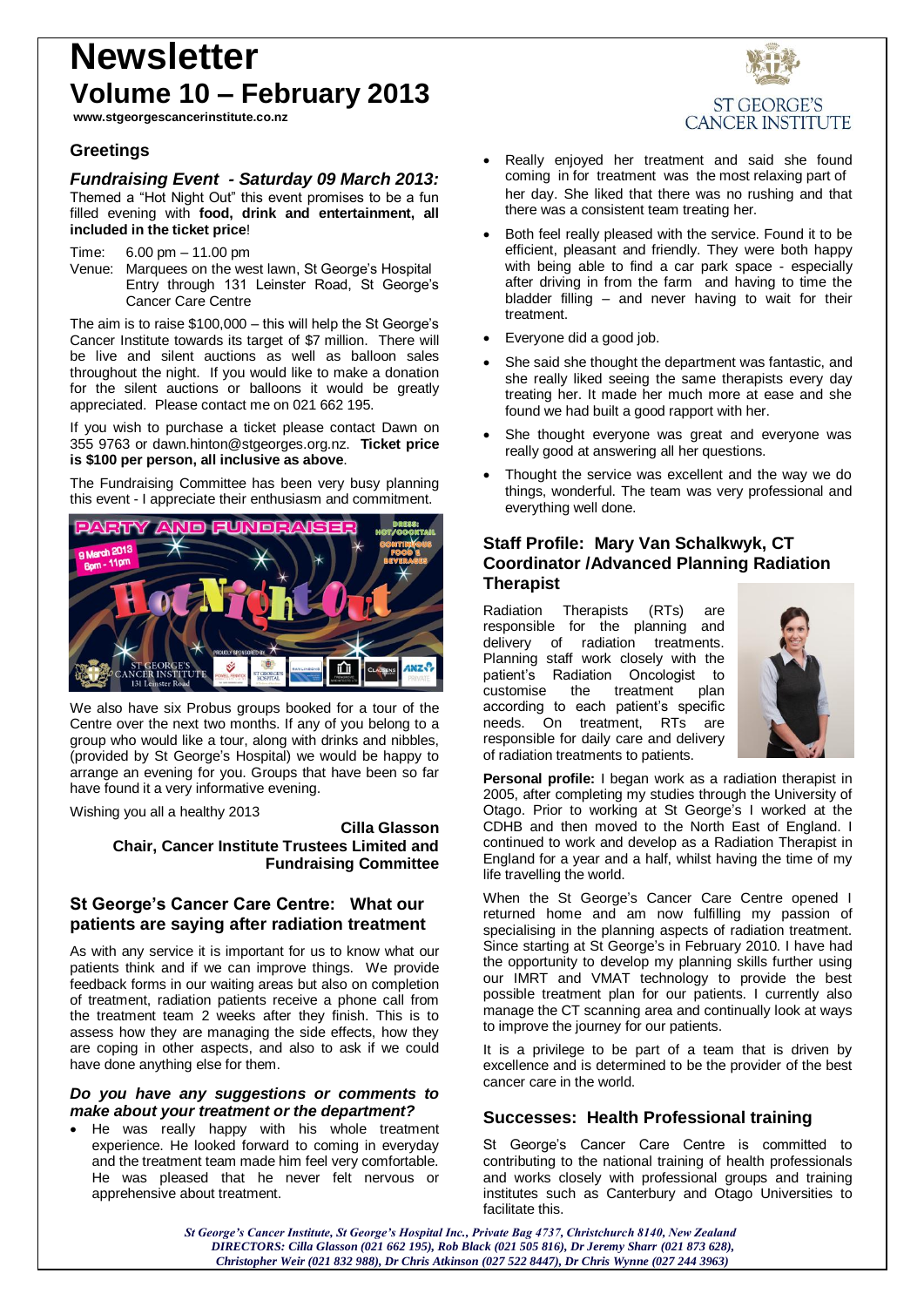# Newsletter

# Volume 10 – February 2013

www.stgeorgescancerinstitute.co.nz

ST GEORGE'S CANCER INSTITUTE

## Greetings

### *Fundraising Event - Saturday 09 March 2013:*

Themed a "Hot Night Out" this event promises to be a fun filled evening with **food, drink and entertainment, all included in the ticket price**!

Time: 6.00 pm – 11.00 pm

Venue: Marquees on the west lawn, St George's Hospital Entry through 131 Leinster Road, St George's Cancer Care Centre

The aim is to raise $100,000 – this will help the St George's Cancer Institute towards its target of $7 million. There will be live and silent auctions as well as balloon sales throughout the night. If you would like to make a donation for the silent auctions or balloons it would be greatly appreciated. Please contact me on 021 662 195.

If you wish to purchase a ticket please contact Dawn on 355 9763 or dawn.hinton@stgeorges.org.nz. **Ticket price is $100 per person, all inclusive as above**.

The Fundraising Committee has been very busy planning this event - I appreciate their enthusiasm and commitment.

We also have six Probus groups booked for a tour of the Centre over the next two months. If any of you belong to a group who would like a tour, along with drinks and nibbles, (provided by St George's Hospital) we would be happy to arrange an evening for you. Groups that have been so far have found it a very informative evening.

Wishing you all a healthy 2013

**Cilla Glasson**
**Chair, Cancer Institute Trustees Limited and Fundraising Committee**

## St George's Cancer Care Centre: What our patients are saying after radiation treatment

As with any service it is important for us to know what our patients think and if we can improve things. We provide feedback forms in our waiting areas but also on completion of treatment, radiation patients receive a phone call from the treatment team 2 weeks after they finish. This is to assess how they are managing the side effects, how they are coping in other aspects, and also to ask if we could have done anything else for them.

### *Do you have any suggestions or comments to make about your treatment or the department?*

- He was really happy with his whole treatment experience. He looked forward to coming in everyday and the treatment team made him feel very comfortable. He was pleased that he never felt nervous or apprehensive about treatment.
- Really enjoyed her treatment and said she found coming in for treatment was the most relaxing part of her day. She liked that there was no rushing and that there was a consistent team treating her.
- Both feel really pleased with the service. Found it to be efficient, pleasant and friendly. They were both happy with being able to find a car park space - especially after driving in from the farm and having to time the bladder filling – and never having to wait for their treatment.
- Everyone did a good job.
- She said she thought the department was fantastic, and she really liked seeing the same therapists every day treating her. It made her much more at ease and she found we had built a good rapport with her.
- She thought everyone was great and everyone was really good at answering all her questions.
- Thought the service was excellent and the way we do things, wonderful. The team was very professional and everything well done.

## Staff Profile: Mary Van Schalkwyk, CT Coordinator /Advanced Planning Radiation Therapist

Radiation Therapists (RTs) are responsible for the planning and delivery of radiation treatments. Planning staff work closely with the patient's Radiation Oncologist to customise the treatment plan according to each patient's specific needs. On treatment, RTs are responsible for daily care and delivery of radiation treatments to patients.

**Personal profile:** I began work as a radiation therapist in 2005, after completing my studies through the University of Otago. Prior to working at St George's I worked at the CDHB and then moved to the North East of England. I continued to work and develop as a Radiation Therapist in England for a year and a half, whilst having the time of my life travelling the world.

When the St George's Cancer Care Centre opened I returned home and am now fulfilling my passion of specialising in the planning aspects of radiation treatment. Since starting at St George's in February 2010. I have had the opportunity to develop my planning skills further using our IMRT and VMAT technology to provide the best possible treatment plan for our patients. I currently also manage the CT scanning area and continually look at ways to improve the journey for our patients.

It is a privilege to be part of a team that is driven by excellence and is determined to be the provider of the best cancer care in the world.

## Successes: Health Professional training

St George's Cancer Care Centre is committed to contributing to the national training of health professionals and works closely with professional groups and training institutes such as Canterbury and Otago Universities to facilitate this.

*St George's Cancer Institute, St George's Hospital Inc., Private Bag 4737, Christchurch 8140, New Zealand*
*DIRECTORS: Cilla Glasson (021 662 195), Rob Black (021 505 816), Dr Jeremy Sharr (021 873 628), Christopher Weir (021 832 988), Dr Chris Atkinson (027 522 8447), Dr Chris Wynne (027 244 3963)*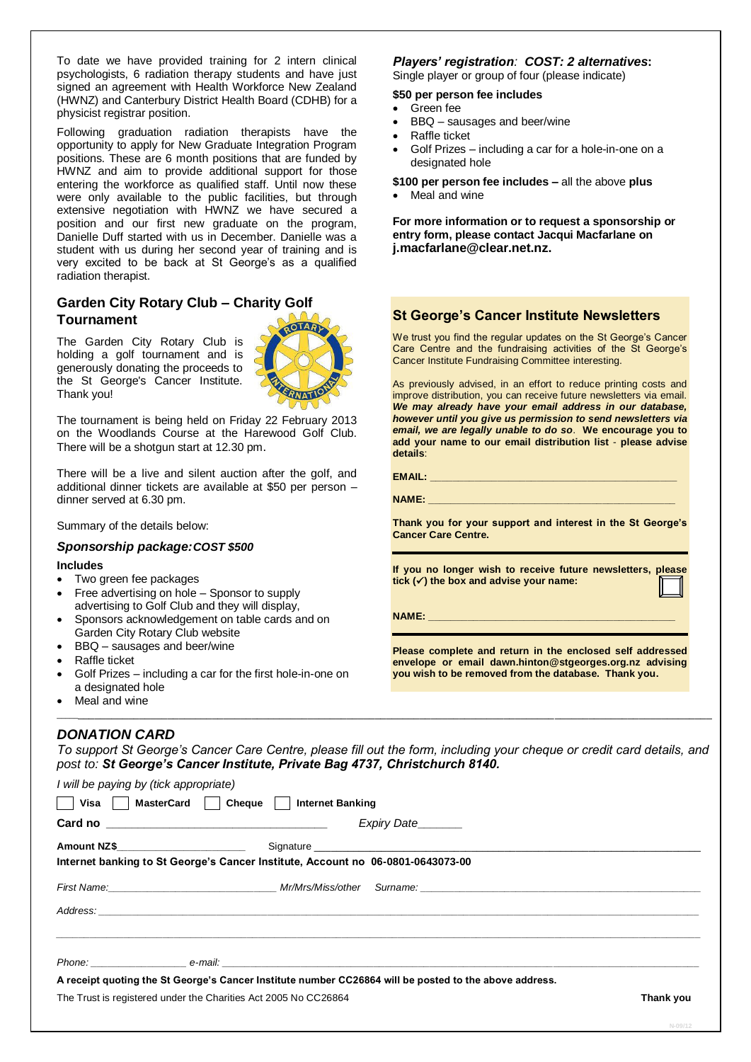To date we have provided training for 2 intern clinical psychologists, 6 radiation therapy students and have just signed an agreement with Health Workforce New Zealand (HWNZ) and Canterbury District Health Board (CDHB) for a physicist registrar position.

Following graduation radiation therapists have the opportunity to apply for New Graduate Integration Program positions. These are 6 month positions that are funded by HWNZ and aim to provide additional support for those entering the workforce as qualified staff. Until now these were only available to the public facilities, but through extensive negotiation with HWNZ we have secured a position and our first new graduate on the program, Danielle Duff started with us in December. Danielle was a student with us during her second year of training and is very excited to be back at St George's as a qualified radiation therapist.

## Garden City Rotary Club – Charity Golf Tournament

The Garden City Rotary Club is holding a golf tournament and is generously donating the proceeds to the St George's Cancer Institute. Thank you!

The tournament is being held on Friday 22 February 2013 on the Woodlands Course at the Harewood Golf Club. There will be a shotgun start at 12.30 pm.

There will be a live and silent auction after the golf, and additional dinner tickets are available at $50 per person – dinner served at 6.30 pm.

Summary of the details below:

### *Sponsorship package: COST $500*

**Includes**

- Two green fee packages
- Free advertising on hole – Sponsor to supply advertising to Golf Club and they will display,
- Sponsors acknowledgement on table cards and on Garden City Rotary Club website
- BBQ – sausages and beer/wine
- Raffle ticket
- Golf Prizes – including a car for the first hole-in-one on a designated hole
- Meal and wine

### *Players' registration: COST: 2 alternatives:*

Single player or group of four (please indicate)

**$50 per person fee includes**

- Green fee
- BBQ – sausages and beer/wine
- Raffle ticket
- Golf Prizes – including a car for a hole-in-one on a designated hole

**$100 per person fee includes –** all the above **plus**

- Meal and wine

**For more information or to request a sponsorship or entry form, please contact Jacqui Macfarlane on j.macfarlane@clear.net.nz.**

## St George's Cancer Institute Newsletters

We trust you find the regular updates on the St George's Cancer Care Centre and the fundraising activities of the St George's Cancer Institute Fundraising Committee interesting.

As previously advised, in an effort to reduce printing costs and improve distribution, you can receive future newsletters via email. ***We may already have your email address in our database, however until you give us permission to send newsletters via email, we are legally unable to do so*. We encourage you to add your name to our email distribution list** - **please advise details**:

**EMAIL:** ______________________________

**NAME:** ______________________________

**Thank you for your support and interest in the St George's Cancer Care Centre.**

**If you no longer wish to receive future newsletters, please tick (✓) the box and advise your name:** ☐

**NAME:** ______________________________

**Please complete and return in the enclosed self addressed envelope or email dawn.hinton@stgeorges.org.nz advising you wish to be removed from the database. Thank you.**

## *DONATION CARD*

*To support St George's Cancer Care Centre, please fill out the form, including your cheque or credit card details, and post to:* ***St George's Cancer Institute, Private Bag 4737, Christchurch 8140.***

*I will be paying by (tick appropriate)*

☐ **Visa** ☐ **MasterCard** ☐ **Cheque** ☐ **Internet Banking**

**Card no** ______________________ *Expiry Date*_______

**Amount NZ$**________________ Signature ______________________

**Internet banking to St George's Cancer Institute, Account no 06-0801-0643073-00**

*First Name:*__________________ *Mr/Mrs/Miss/other* *Surname:* __________________

*Address:* ______________________________

*Phone:* ______________ *e-mail:* ______________________________

**A receipt quoting the St George's Cancer Institute number CC26864 will be posted to the above address.**

The Trust is registered under the Charities Act 2005 No CC26864

**Thank you**